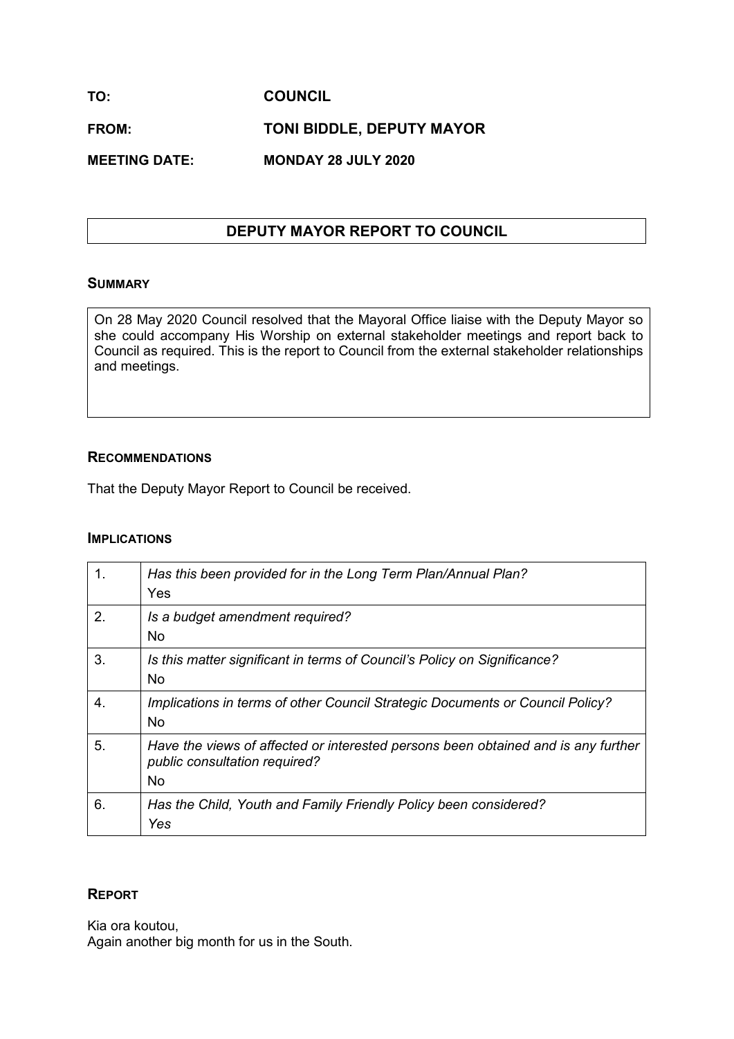**TO:** **COUNCIL**

**FROM:** **TONI BIDDLE, DEPUTY MAYOR**

**MEETING DATE:** **MONDAY 28 JULY 2020**

# DEPUTY MAYOR REPORT TO COUNCIL

## SUMMARY

On 28 May 2020 Council resolved that the Mayoral Office liaise with the Deputy Mayor so she could accompany His Worship on external stakeholder meetings and report back to Council as required. This is the report to Council from the external stakeholder relationships and meetings.

## RECOMMENDATIONS

That the Deputy Mayor Report to Council be received.

## IMPLICATIONS

| | |
|---|---|
| 1. | *Has this been provided for in the Long Term Plan/Annual Plan?*<br>Yes |
| 2. | *Is a budget amendment required?*<br>No |
| 3. | *Is this matter significant in terms of Council's Policy on Significance?*<br>No |
| 4. | *Implications in terms of other Council Strategic Documents or Council Policy?*<br>No |
| 5. | *Have the views of affected or interested persons been obtained and is any further public consultation required?*<br>No |
| 6. | *Has the Child, Youth and Family Friendly Policy been considered?*<br>*Yes* |

## REPORT

Kia ora koutou,
Again another big month for us in the South.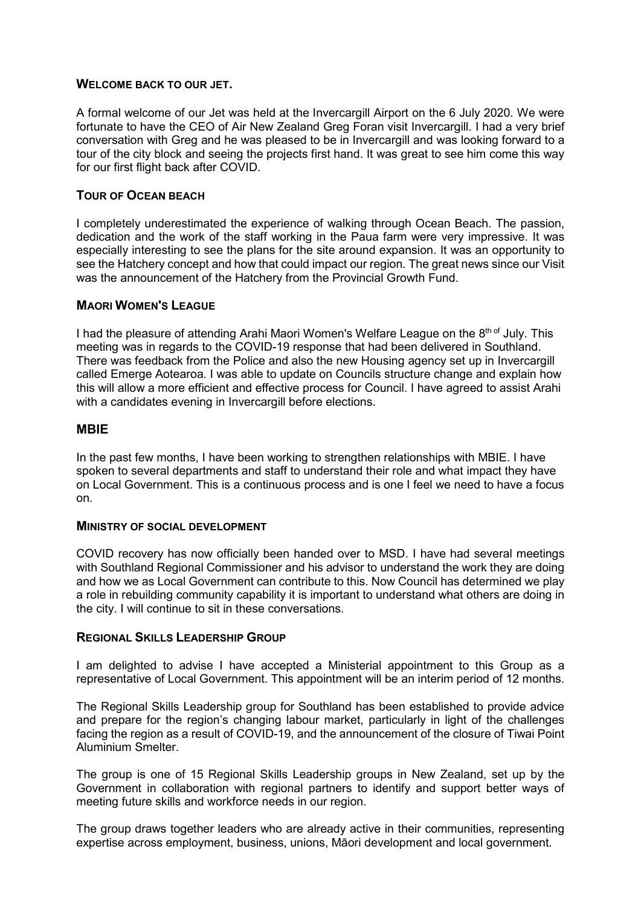## WELCOME BACK TO OUR JET.

A formal welcome of our Jet was held at the Invercargill Airport on the 6 July 2020. We were fortunate to have the CEO of Air New Zealand Greg Foran visit Invercargill. I had a very brief conversation with Greg and he was pleased to be in Invercargill and was looking forward to a tour of the city block and seeing the projects first hand. It was great to see him come this way for our first flight back after COVID.

## TOUR OF OCEAN BEACH

I completely underestimated the experience of walking through Ocean Beach. The passion, dedication and the work of the staff working in the Paua farm were very impressive. It was especially interesting to see the plans for the site around expansion. It was an opportunity to see the Hatchery concept and how that could impact our region. The great news since our Visit was the announcement of the Hatchery from the Provincial Growth Fund.

## MAORI WOMEN'S LEAGUE

I had the pleasure of attending Arahi Maori Women's Welfare League on the 8th of July. This meeting was in regards to the COVID-19 response that had been delivered in Southland. There was feedback from the Police and also the new Housing agency set up in Invercargill called Emerge Aotearoa. I was able to update on Councils structure change and explain how this will allow a more efficient and effective process for Council. I have agreed to assist Arahi with a candidates evening in Invercargill before elections.

## MBIE

In the past few months, I have been working to strengthen relationships with MBIE. I have spoken to several departments and staff to understand their role and what impact they have on Local Government. This is a continuous process and is one I feel we need to have a focus on.

## MINISTRY OF SOCIAL DEVELOPMENT

COVID recovery has now officially been handed over to MSD. I have had several meetings with Southland Regional Commissioner and his advisor to understand the work they are doing and how we as Local Government can contribute to this. Now Council has determined we play a role in rebuilding community capability it is important to understand what others are doing in the city. I will continue to sit in these conversations.

## REGIONAL SKILLS LEADERSHIP GROUP

I am delighted to advise I have accepted a Ministerial appointment to this Group as a representative of Local Government. This appointment will be an interim period of 12 months.

The Regional Skills Leadership group for Southland has been established to provide advice and prepare for the region's changing labour market, particularly in light of the challenges facing the region as a result of COVID-19, and the announcement of the closure of Tiwai Point Aluminium Smelter.

The group is one of 15 Regional Skills Leadership groups in New Zealand, set up by the Government in collaboration with regional partners to identify and support better ways of meeting future skills and workforce needs in our region.

The group draws together leaders who are already active in their communities, representing expertise across employment, business, unions, Māori development and local government.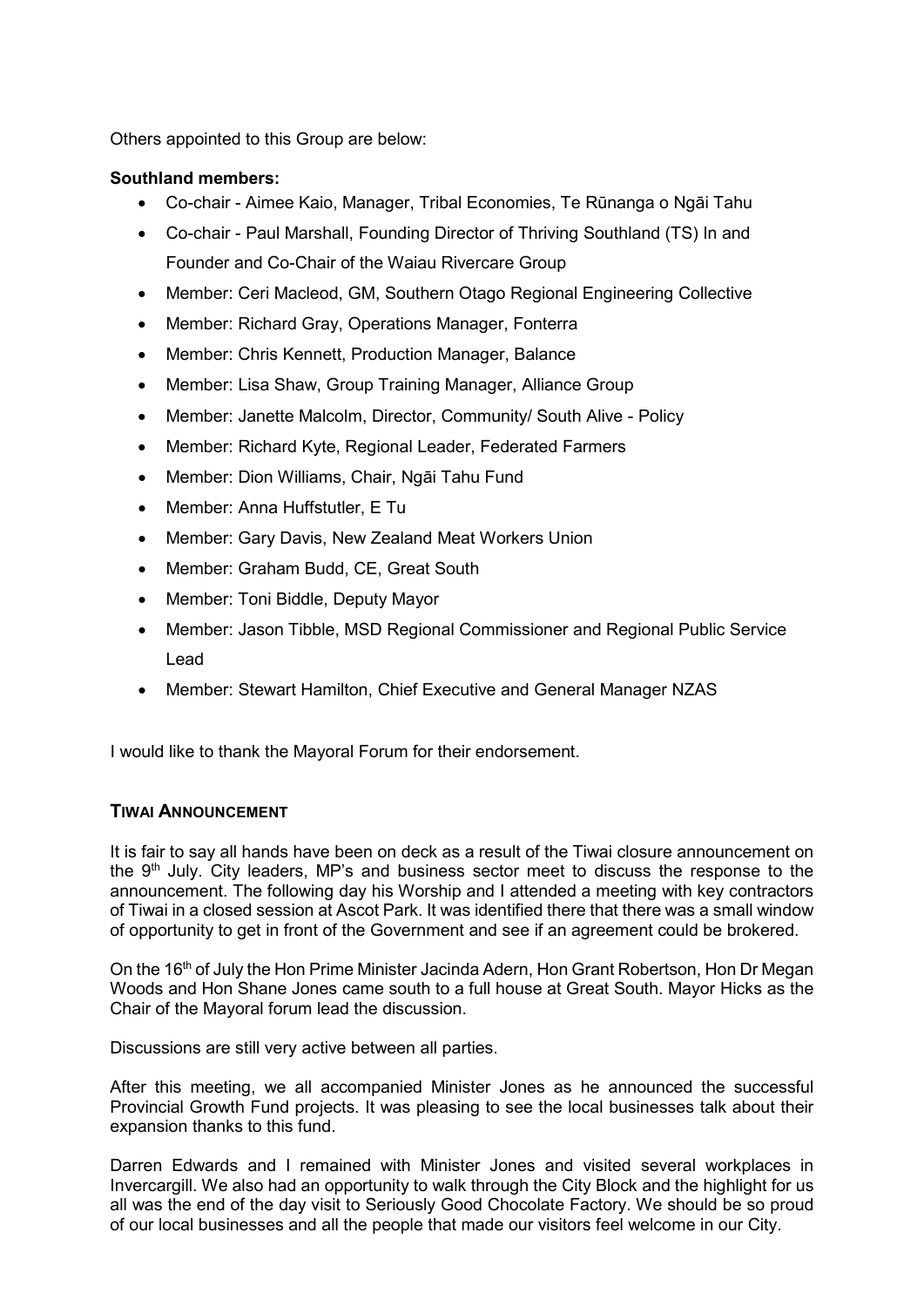Others appointed to this Group are below:

**Southland members:**

- Co-chair - Aimee Kaio, Manager, Tribal Economies, Te Rūnanga o Ngāi Tahu
- Co-chair - Paul Marshall, Founding Director of Thriving Southland (TS) In and Founder and Co-Chair of the Waiau Rivercare Group
- Member: Ceri Macleod, GM, Southern Otago Regional Engineering Collective
- Member: Richard Gray, Operations Manager, Fonterra
- Member: Chris Kennett, Production Manager, Balance
- Member: Lisa Shaw, Group Training Manager, Alliance Group
- Member: Janette Malcolm, Director, Community/ South Alive - Policy
- Member: Richard Kyte, Regional Leader, Federated Farmers
- Member: Dion Williams, Chair, Ngāi Tahu Fund
- Member: Anna Huffstutler, E Tu
- Member: Gary Davis, New Zealand Meat Workers Union
- Member: Graham Budd, CE, Great South
- Member: Toni Biddle, Deputy Mayor
- Member: Jason Tibble, MSD Regional Commissioner and Regional Public Service Lead
- Member: Stewart Hamilton, Chief Executive and General Manager NZAS

I would like to thank the Mayoral Forum for their endorsement.

## Tiwai Announcement

It is fair to say all hands have been on deck as a result of the Tiwai closure announcement on the 9th July. City leaders, MP's and business sector meet to discuss the response to the announcement. The following day his Worship and I attended a meeting with key contractors of Tiwai in a closed session at Ascot Park. It was identified there that there was a small window of opportunity to get in front of the Government and see if an agreement could be brokered.

On the 16th of July the Hon Prime Minister Jacinda Adern, Hon Grant Robertson, Hon Dr Megan Woods and Hon Shane Jones came south to a full house at Great South. Mayor Hicks as the Chair of the Mayoral forum lead the discussion.

Discussions are still very active between all parties.

After this meeting, we all accompanied Minister Jones as he announced the successful Provincial Growth Fund projects. It was pleasing to see the local businesses talk about their expansion thanks to this fund.

Darren Edwards and I remained with Minister Jones and visited several workplaces in Invercargill. We also had an opportunity to walk through the City Block and the highlight for us all was the end of the day visit to Seriously Good Chocolate Factory. We should be so proud of our local businesses and all the people that made our visitors feel welcome in our City.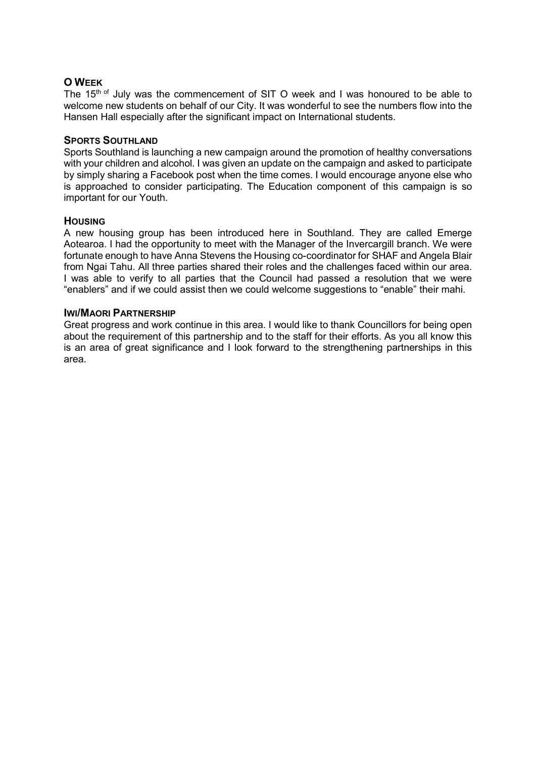## O Week

The 15th of July was the commencement of SIT O week and I was honoured to be able to welcome new students on behalf of our City. It was wonderful to see the numbers flow into the Hansen Hall especially after the significant impact on International students.

## Sports Southland

Sports Southland is launching a new campaign around the promotion of healthy conversations with your children and alcohol. I was given an update on the campaign and asked to participate by simply sharing a Facebook post when the time comes. I would encourage anyone else who is approached to consider participating. The Education component of this campaign is so important for our Youth.

## Housing

A new housing group has been introduced here in Southland. They are called Emerge Aotearoa. I had the opportunity to meet with the Manager of the Invercargill branch. We were fortunate enough to have Anna Stevens the Housing co-coordinator for SHAF and Angela Blair from Ngai Tahu. All three parties shared their roles and the challenges faced within our area. I was able to verify to all parties that the Council had passed a resolution that we were "enablers" and if we could assist then we could welcome suggestions to "enable" their mahi.

## Iwi/Maori Partnership

Great progress and work continue in this area. I would like to thank Councillors for being open about the requirement of this partnership and to the staff for their efforts. As you all know this is an area of great significance and I look forward to the strengthening partnerships in this area.